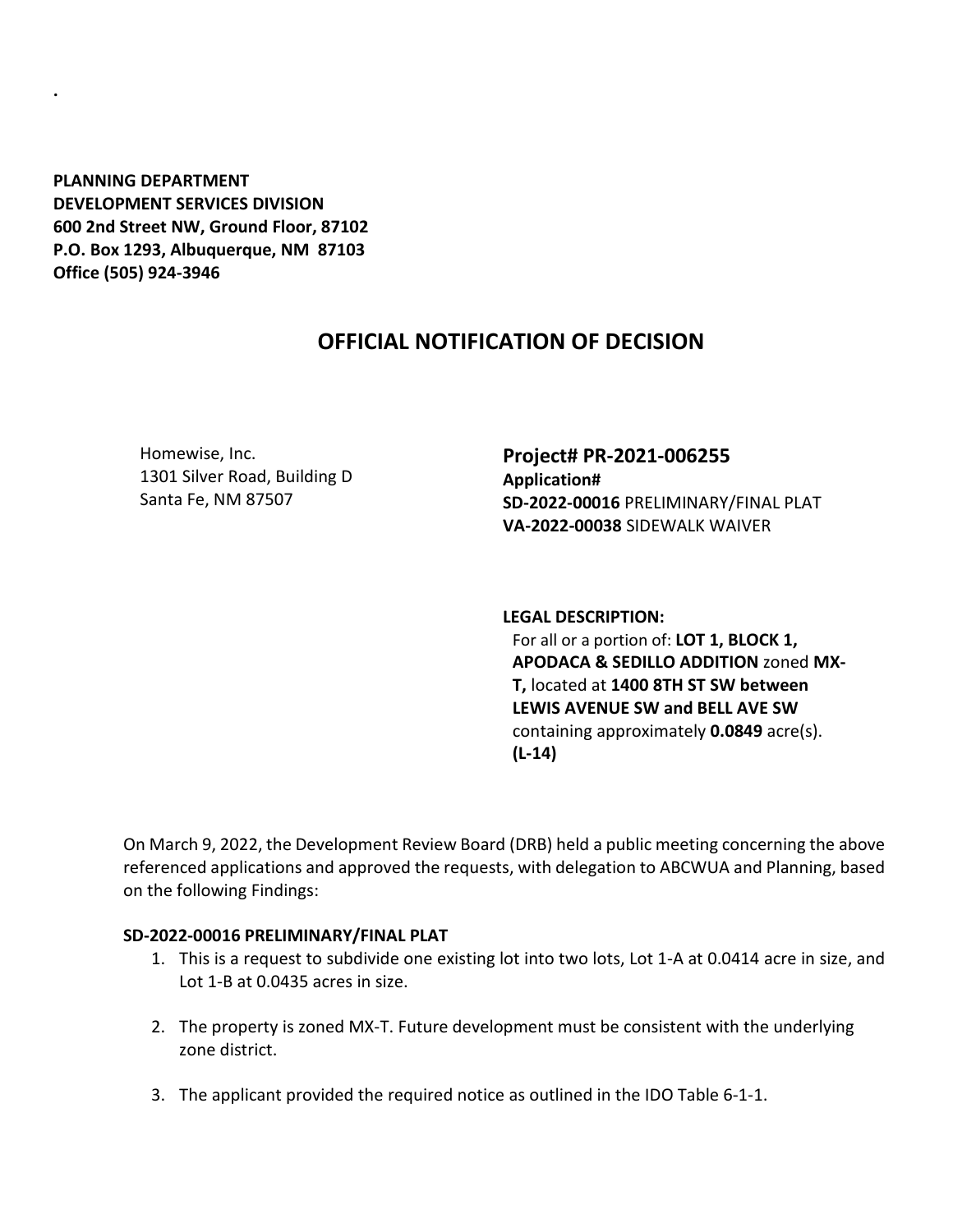.

**PLANNING DEPARTMENT**
**DEVELOPMENT SERVICES DIVISION**
**600 2nd Street NW, Ground Floor, 87102**
**P.O. Box 1293, Albuquerque, NM 87103**
**Office (505) 924-3946**

# OFFICIAL NOTIFICATION OF DECISION

Homewise, Inc.
1301 Silver Road, Building D
Santa Fe, NM 87507

**Project# PR-2021-006255**
**Application#**
**SD-2022-00016** PRELIMINARY/FINAL PLAT
**VA-2022-00038** SIDEWALK WAIVER

**LEGAL DESCRIPTION:**
For all or a portion of: **LOT 1, BLOCK 1, APODACA & SEDILLO ADDITION** zoned **MX-T,** located at **1400 8TH ST SW between LEWIS AVENUE SW and BELL AVE SW** containing approximately **0.0849** acre(s). **(L-14)**

On March 9, 2022, the Development Review Board (DRB) held a public meeting concerning the above referenced applications and approved the requests, with delegation to ABCWUA and Planning, based on the following Findings:

**SD-2022-00016 PRELIMINARY/FINAL PLAT**

1. This is a request to subdivide one existing lot into two lots, Lot 1-A at 0.0414 acre in size, and Lot 1-B at 0.0435 acres in size.
2. The property is zoned MX-T. Future development must be consistent with the underlying zone district.
3. The applicant provided the required notice as outlined in the IDO Table 6-1-1.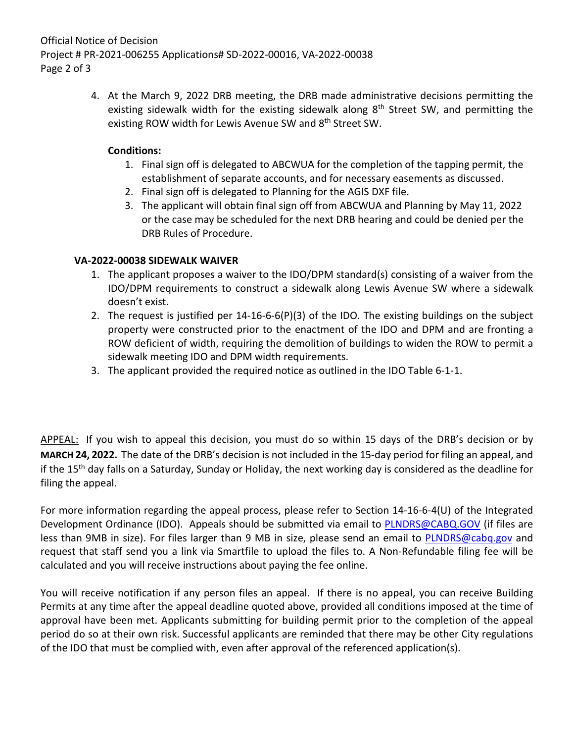4. At the March 9, 2022 DRB meeting, the DRB made administrative decisions permitting the existing sidewalk width for the existing sidewalk along 8th Street SW, and permitting the existing ROW width for Lewis Avenue SW and 8th Street SW.

**Conditions:**

1. Final sign off is delegated to ABCWUA for the completion of the tapping permit, the establishment of separate accounts, and for necessary easements as discussed.
2. Final sign off is delegated to Planning for the AGIS DXF file.
3. The applicant will obtain final sign off from ABCWUA and Planning by May 11, 2022 or the case may be scheduled for the next DRB hearing and could be denied per the DRB Rules of Procedure.

**VA-2022-00038 SIDEWALK WAIVER**

1. The applicant proposes a waiver to the IDO/DPM standard(s) consisting of a waiver from the IDO/DPM requirements to construct a sidewalk along Lewis Avenue SW where a sidewalk doesn't exist.
2. The request is justified per 14-16-6-6(P)(3) of the IDO. The existing buildings on the subject property were constructed prior to the enactment of the IDO and DPM and are fronting a ROW deficient of width, requiring the demolition of buildings to widen the ROW to permit a sidewalk meeting IDO and DPM width requirements.
3. The applicant provided the required notice as outlined in the IDO Table 6-1-1.

APPEAL: If you wish to appeal this decision, you must do so within 15 days of the DRB's decision or by **MARCH 24, 2022.** The date of the DRB's decision is not included in the 15-day period for filing an appeal, and if the 15th day falls on a Saturday, Sunday or Holiday, the next working day is considered as the deadline for filing the appeal.

For more information regarding the appeal process, please refer to Section 14-16-6-4(U) of the Integrated Development Ordinance (IDO). Appeals should be submitted via email to PLNDRS@CABQ.GOV (if files are less than 9MB in size). For files larger than 9 MB in size, please send an email to PLNDRS@cabq.gov and request that staff send you a link via Smartfile to upload the files to. A Non-Refundable filing fee will be calculated and you will receive instructions about paying the fee online.

You will receive notification if any person files an appeal. If there is no appeal, you can receive Building Permits at any time after the appeal deadline quoted above, provided all conditions imposed at the time of approval have been met. Applicants submitting for building permit prior to the completion of the appeal period do so at their own risk. Successful applicants are reminded that there may be other City regulations of the IDO that must be complied with, even after approval of the referenced application(s).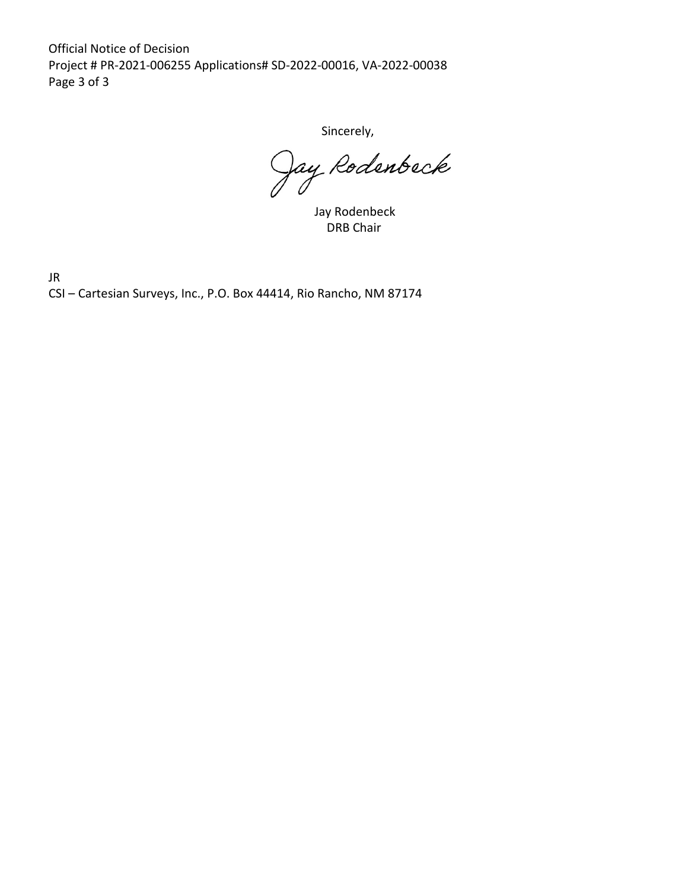Sincerely,

Jay Rodenbeck

Jay Rodenbeck
DRB Chair

JR
CSI – Cartesian Surveys, Inc., P.O. Box 44414, Rio Rancho, NM 87174